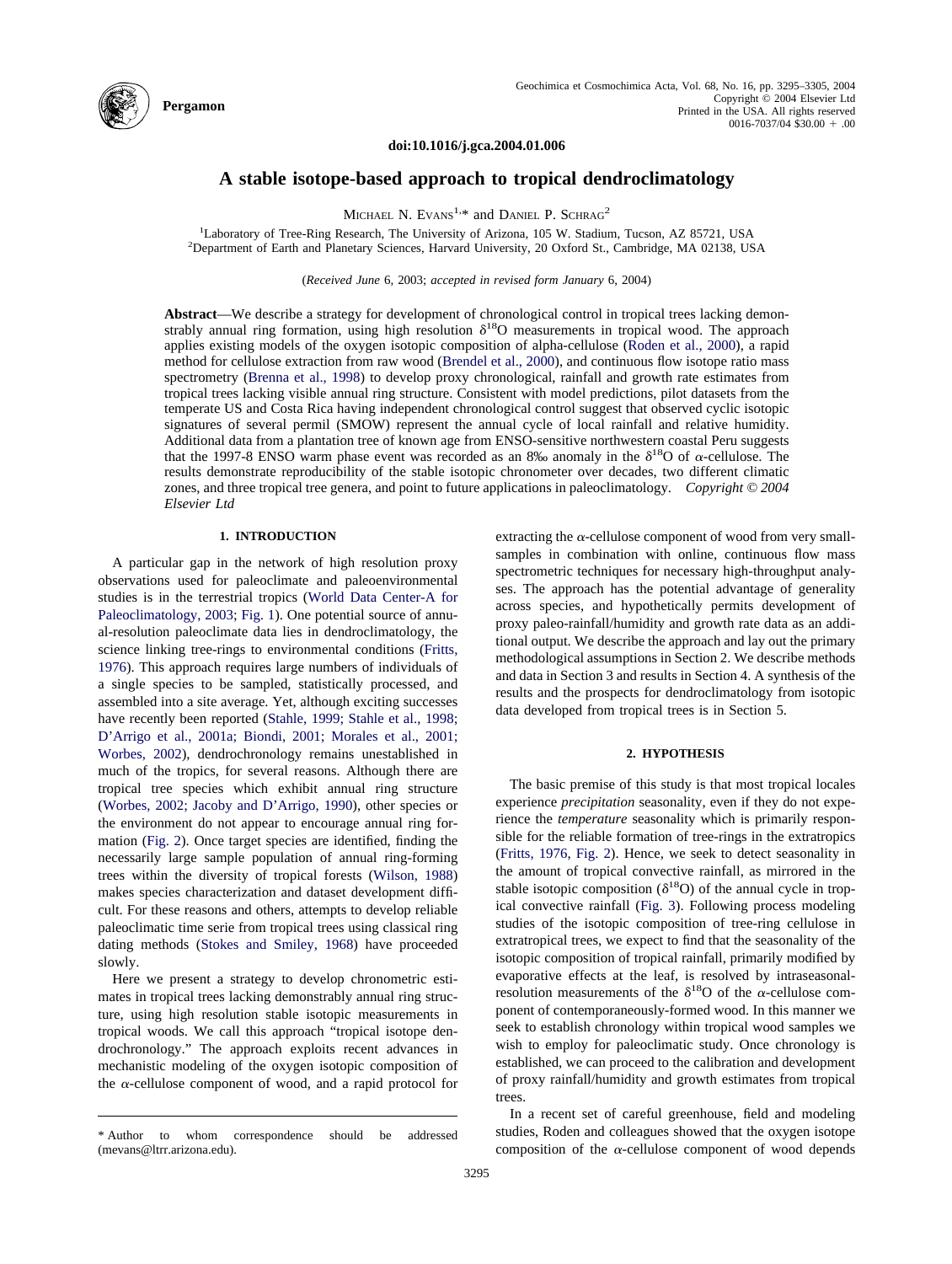doi:10.1016/j.gca.2004.01.006

# A stable isotope-based approach to tropical dendroclimatology

Michael N. Evans[1,*] and Daniel P. Schrag[2]

[1]Laboratory of Tree-Ring Research, The University of Arizona, 105 W. Stadium, Tucson, AZ 85721, USA
[2]Department of Earth and Planetary Sciences, Harvard University, 20 Oxford St., Cambridge, MA 02138, USA

(*Received June* 6, 2003; *accepted in revised form January* 6, 2004)

**Abstract**—We describe a strategy for development of chronological control in tropical trees lacking demonstrably annual ring formation, using high resolution $\delta^{18}O$ measurements in tropical wood. The approach applies existing models of the oxygen isotopic composition of alpha-cellulose (Roden et al., 2000), a rapid method for cellulose extraction from raw wood (Brendel et al., 2000), and continuous flow isotope ratio mass spectrometry (Brenna et al., 1998) to develop proxy chronological, rainfall and growth rate estimates from tropical trees lacking visible annual ring structure. Consistent with model predictions, pilot datasets from the temperate US and Costa Rica having independent chronological control suggest that observed cyclic isotopic signatures of several permil (SMOW) represent the annual cycle of local rainfall and relative humidity. Additional data from a plantation tree of known age from ENSO-sensitive northwestern coastal Peru suggests that the 1997-8 ENSO warm phase event was recorded as an 8‰ anomaly in the $\delta^{18}O$ of $\alpha$-cellulose. The results demonstrate reproducibility of the stable isotopic chronometer over decades, two different climatic zones, and three tropical tree genera, and point to future applications in paleoclimatology. *Copyright © 2004 Elsevier Ltd*

## 1. INTRODUCTION

A particular gap in the network of high resolution proxy observations used for paleoclimate and paleoenvironmental studies is in the terrestrial tropics (World Data Center-A for Paleoclimatology, 2003; Fig. 1). One potential source of annual-resolution paleoclimate data lies in dendroclimatology, the science linking tree-rings to environmental conditions (Fritts, 1976). This approach requires large numbers of individuals of a single species to be sampled, statistically processed, and assembled into a site average. Yet, although exciting successes have recently been reported (Stahle, 1999; Stahle et al., 1998; D'Arrigo et al., 2001a; Biondi, 2001; Morales et al., 2001; Worbes, 2002), dendrochronology remains unestablished in much of the tropics, for several reasons. Although there are tropical tree species which exhibit annual ring structure (Worbes, 2002; Jacoby and D'Arrigo, 1990), other species or the environment do not appear to encourage annual ring formation (Fig. 2). Once target species are identified, finding the necessarily large sample population of annual ring-forming trees within the diversity of tropical forests (Wilson, 1988) makes species characterization and dataset development difficult. For these reasons and others, attempts to develop reliable paleoclimatic time serie from tropical trees using classical ring dating methods (Stokes and Smiley, 1968) have proceeded slowly.

Here we present a strategy to develop chronometric estimates in tropical trees lacking demonstrably annual ring structure, using high resolution stable isotopic measurements in tropical woods. We call this approach "tropical isotope dendrochronology." The approach exploits recent advances in mechanistic modeling of the oxygen isotopic composition of the $\alpha$-cellulose component of wood, and a rapid protocol for extracting the $\alpha$-cellulose component of wood from very small-samples in combination with online, continuous flow mass spectrometric techniques for necessary high-throughput analyses. The approach has the potential advantage of generality across species, and hypothetically permits development of proxy paleo-rainfall/humidity and growth rate data as an additional output. We describe the approach and lay out the primary methodological assumptions in Section 2. We describe methods and data in Section 3 and results in Section 4. A synthesis of the results and the prospects for dendroclimatology from isotopic data developed from tropical trees is in Section 5.

## 2. HYPOTHESIS

The basic premise of this study is that most tropical locales experience *precipitation* seasonality, even if they do not experience the *temperature* seasonality which is primarily responsible for the reliable formation of tree-rings in the extratropics (Fritts, 1976, Fig. 2). Hence, we seek to detect seasonality in the amount of tropical convective rainfall, as mirrored in the stable isotopic composition ($\delta^{18}O$) of the annual cycle in tropical convective rainfall (Fig. 3). Following process modeling studies of the isotopic composition of tree-ring cellulose in extratropical trees, we expect to find that the seasonality of the isotopic composition of tropical rainfall, primarily modified by evaporative effects at the leaf, is resolved by intraseasonal-resolution measurements of the $\delta^{18}O$ of the $\alpha$-cellulose component of contemporaneously-formed wood. In this manner we seek to establish chronology within tropical wood samples we wish to employ for paleoclimatic study. Once chronology is established, we can proceed to the calibration and development of proxy rainfall/humidity and growth estimates from tropical trees.

In a recent set of careful greenhouse, field and modeling studies, Roden and colleagues showed that the oxygen isotope composition of the $\alpha$-cellulose component of wood depends

* Author to whom correspondence should be addressed (mevans@ltrr.arizona.edu).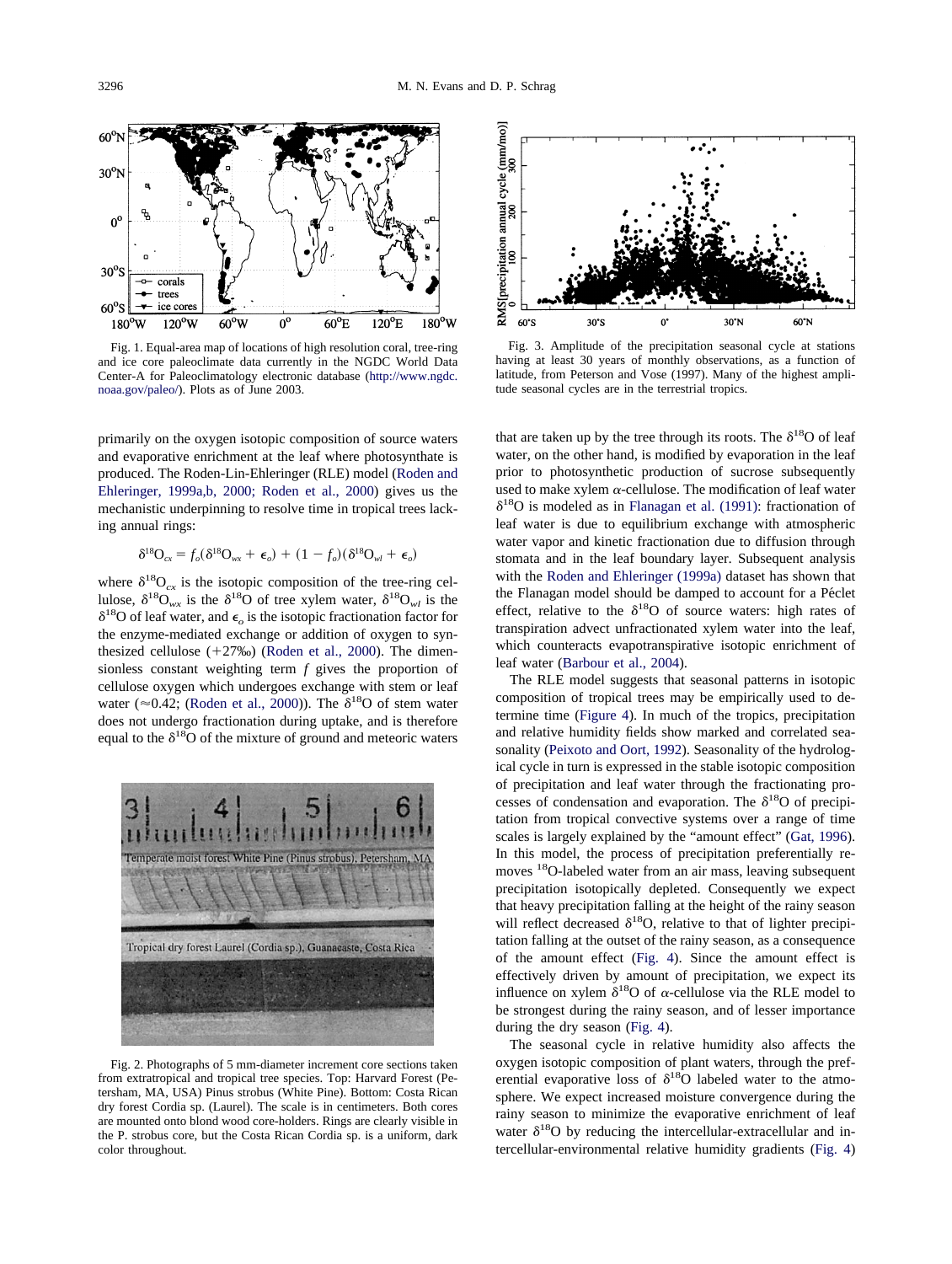Fig. 1. Equal-area map of locations of high resolution coral, tree-ring and ice core paleoclimate data currently in the NGDC World Data Center-A for Paleoclimatology electronic database (http://www.ngdc.noaa.gov/paleo/). Plots as of June 2003.

Fig. 3. Amplitude of the precipitation seasonal cycle at stations having at least 30 years of monthly observations, as a function of latitude, from Peterson and Vose (1997). Many of the highest amplitude seasonal cycles are in the terrestrial tropics.

primarily on the oxygen isotopic composition of source waters and evaporative enrichment at the leaf where photosynthate is produced. The Roden-Lin-Ehleringer (RLE) model (Roden and Ehleringer, 1999a,b, 2000; Roden et al., 2000) gives us the mechanistic underpinning to resolve time in tropical trees lacking annual rings:

$$\delta^{18}O_{cx} = f_o(\delta^{18}O_{wx} + \epsilon_o) + (1 - f_o)(\delta^{18}O_{wl} + \epsilon_o)$$

where $\delta^{18}O_{cx}$ is the isotopic composition of the tree-ring cellulose, $\delta^{18}O_{wx}$ is the $\delta^{18}O$ of tree xylem water, $\delta^{18}O_{wl}$ is the $\delta^{18}O$ of leaf water, and $\epsilon_o$ is the isotopic fractionation factor for the enzyme-mediated exchange or addition of oxygen to synthesized cellulose (+27‰) (Roden et al., 2000). The dimensionless constant weighting term $f$ gives the proportion of cellulose oxygen which undergoes exchange with stem or leaf water (≈0.42; (Roden et al., 2000)). The $\delta^{18}O$ of stem water does not undergo fractionation during uptake, and is therefore equal to the $\delta^{18}O$ of the mixture of ground and meteoric waters that are taken up by the tree through its roots. The $\delta^{18}O$ of leaf water, on the other hand, is modified by evaporation in the leaf prior to photosynthetic production of sucrose subsequently used to make xylem $\alpha$-cellulose. The modification of leaf water $\delta^{18}O$ is modeled as in Flanagan et al. (1991): fractionation of leaf water is due to equilibrium exchange with atmospheric water vapor and kinetic fractionation due to diffusion through stomata and in the leaf boundary layer. Subsequent analysis with the Roden and Ehleringer (1999a) dataset has shown that the Flanagan model should be damped to account for a Péclet effect, relative to the $\delta^{18}O$ of source waters: high rates of transpiration advect unfractionated xylem water into the leaf, which counteracts evapotranspirative isotopic enrichment of leaf water (Barbour et al., 2004).

Fig. 2. Photographs of 5 mm-diameter increment core sections taken from extratropical and tropical tree species. Top: Harvard Forest (Petersham, MA, USA) Pinus strobus (White Pine). Bottom: Costa Rican dry forest Cordia sp. (Laurel). The scale is in centimeters. Both cores are mounted onto blond wood core-holders. Rings are clearly visible in the P. strobus core, but the Costa Rican Cordia sp. is a uniform, dark color throughout.

The RLE model suggests that seasonal patterns in isotopic composition of tropical trees may be empirically used to determine time (Figure 4). In much of the tropics, precipitation and relative humidity fields show marked and correlated seasonality (Peixoto and Oort, 1992). Seasonality of the hydrological cycle in turn is expressed in the stable isotopic composition of precipitation and leaf water through the fractionating processes of condensation and evaporation. The $\delta^{18}O$ of precipitation from tropical convective systems over a range of time scales is largely explained by the "amount effect" (Gat, 1996). In this model, the process of precipitation preferentially removes $^{18}O$-labeled water from an air mass, leaving subsequent precipitation isotopically depleted. Consequently we expect that heavy precipitation falling at the height of the rainy season will reflect decreased $\delta^{18}O$, relative to that of lighter precipitation falling at the outset of the rainy season, as a consequence of the amount effect (Fig. 4). Since the amount effect is effectively driven by amount of precipitation, we expect its influence on xylem $\delta^{18}O$ of $\alpha$-cellulose via the RLE model to be strongest during the rainy season, and of lesser importance during the dry season (Fig. 4).

The seasonal cycle in relative humidity also affects the oxygen isotopic composition of plant waters, through the preferential evaporative loss of $\delta^{18}O$ labeled water to the atmosphere. We expect increased moisture convergence during the rainy season to minimize the evaporative enrichment of leaf water $\delta^{18}O$ by reducing the intercellular-extracellular and intercellular-environmental relative humidity gradients (Fig. 4)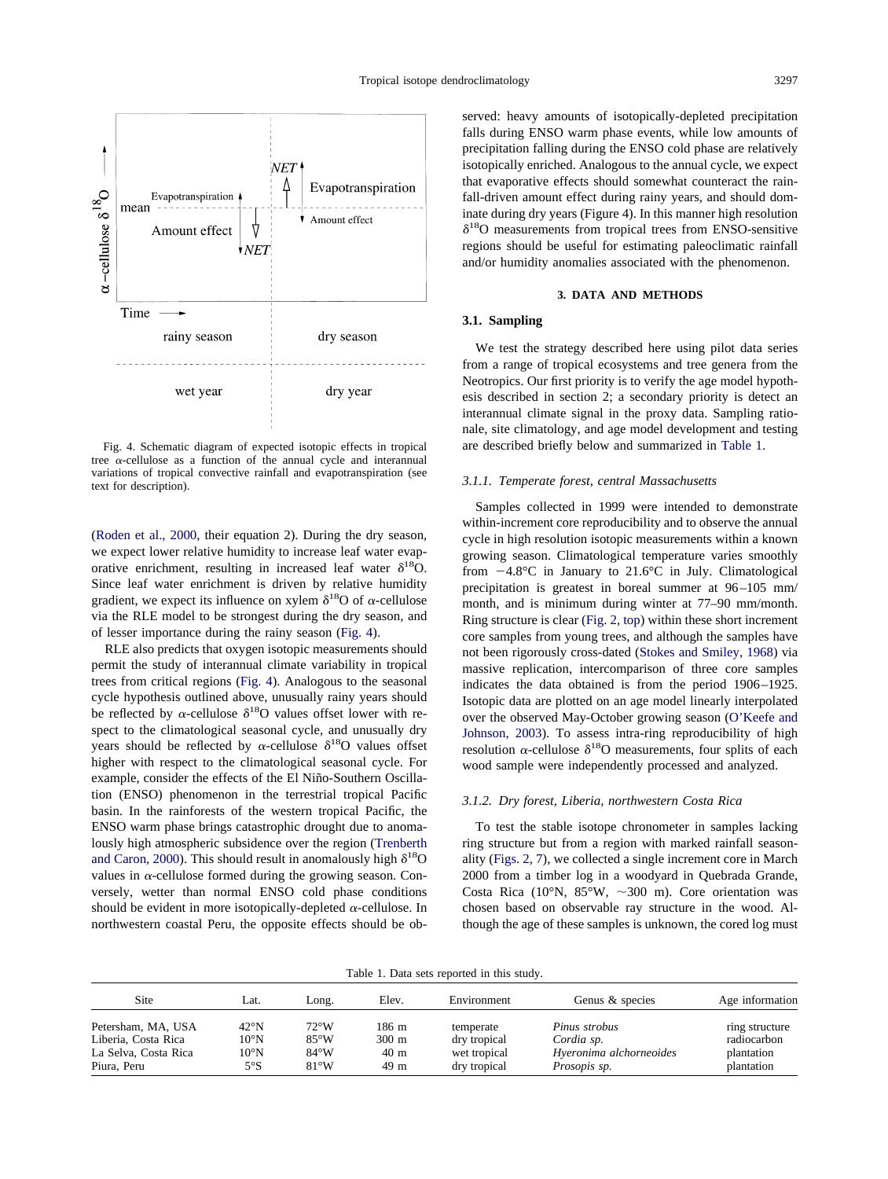Fig. 4. Schematic diagram of expected isotopic effects in tropical tree α-cellulose as a function of the annual cycle and interannual variations of tropical convective rainfall and evapotranspiration (see text for description).

(Roden et al., 2000, their equation 2). During the dry season, we expect lower relative humidity to increase leaf water evaporative enrichment, resulting in increased leaf water $\delta^{18}O$. Since leaf water enrichment is driven by relative humidity gradient, we expect its influence on xylem $\delta^{18}O$ of α-cellulose via the RLE model to be strongest during the dry season, and of lesser importance during the rainy season (Fig. 4).

RLE also predicts that oxygen isotopic measurements should permit the study of interannual climate variability in tropical trees from critical regions (Fig. 4). Analogous to the seasonal cycle hypothesis outlined above, unusually rainy years should be reflected by α-cellulose $\delta^{18}O$ values offset lower with respect to the climatological seasonal cycle, and unusually dry years should be reflected by α-cellulose $\delta^{18}O$ values offset higher with respect to the climatological seasonal cycle. For example, consider the effects of the El Niño-Southern Oscillation (ENSO) phenomenon in the terrestrial tropical Pacific basin. In the rainforests of the western tropical Pacific, the ENSO warm phase brings catastrophic drought due to anomalously high atmospheric subsidence over the region (Trenberth and Caron, 2000). This should result in anomalously high $\delta^{18}O$ values in α-cellulose formed during the growing season. Conversely, wetter than normal ENSO cold phase conditions should be evident in more isotopically-depleted α-cellulose. In northwestern coastal Peru, the opposite effects should be observed: heavy amounts of isotopically-depleted precipitation falls during ENSO warm phase events, while low amounts of precipitation falling during the ENSO cold phase are relatively isotopically enriched. Analogous to the annual cycle, we expect that evaporative effects should somewhat counteract the rainfall-driven amount effect during rainy years, and should dominate during dry years (Figure 4). In this manner high resolution $\delta^{18}O$ measurements from tropical trees from ENSO-sensitive regions should be useful for estimating paleoclimatic rainfall and/or humidity anomalies associated with the phenomenon.

## 3. DATA AND METHODS

### 3.1. Sampling

We test the strategy described here using pilot data series from a range of tropical ecosystems and tree genera from the Neotropics. Our first priority is to verify the age model hypothesis described in section 2; a secondary priority is detect an interannual climate signal in the proxy data. Sampling rationale, site climatology, and age model development and testing are described briefly below and summarized in Table 1.

#### *3.1.1. Temperate forest, central Massachusetts*

Samples collected in 1999 were intended to demonstrate within-increment core reproducibility and to observe the annual cycle in high resolution isotopic measurements within a known growing season. Climatological temperature varies smoothly from −4.8°C in January to 21.6°C in July. Climatological precipitation is greatest in boreal summer at 96–105 mm/month, and is minimum during winter at 77–90 mm/month. Ring structure is clear (Fig. 2, top) within these short increment core samples from young trees, and although the samples have not been rigorously cross-dated (Stokes and Smiley, 1968) via massive replication, intercomparison of three core samples indicates the data obtained is from the period 1906–1925. Isotopic data are plotted on an age model linearly interpolated over the observed May-October growing season (O'Keefe and Johnson, 2003). To assess intra-ring reproducibility of high resolution α-cellulose $\delta^{18}O$ measurements, four splits of each wood sample were independently processed and analyzed.

#### *3.1.2. Dry forest, Liberia, northwestern Costa Rica*

To test the stable isotope chronometer in samples lacking ring structure but from a region with marked rainfall seasonality (Figs. 2, 7), we collected a single increment core in March 2000 from a timber log in a woodyard in Quebrada Grande, Costa Rica (10°N, 85°W, ~300 m). Core orientation was chosen based on observable ray structure in the wood. Although the age of these samples is unknown, the cored log must

Table 1. Data sets reported in this study.

| Site | Lat. | Long. | Elev. | Environment | Genus & species | Age information |
|---|---|---|---|---|---|---|
| Petersham, MA, USA | 42°N | 72°W | 186 m | temperate | *Pinus strobus* | ring structure |
| Liberia, Costa Rica | 10°N | 85°W | 300 m | dry tropical | *Cordia sp.* | radiocarbon |
| La Selva, Costa Rica | 10°N | 84°W | 40 m | wet tropical | *Hyeronima alchorneoides* | plantation |
| Piura, Peru | 5°S | 81°W | 49 m | dry tropical | *Prosopis sp.* | plantation |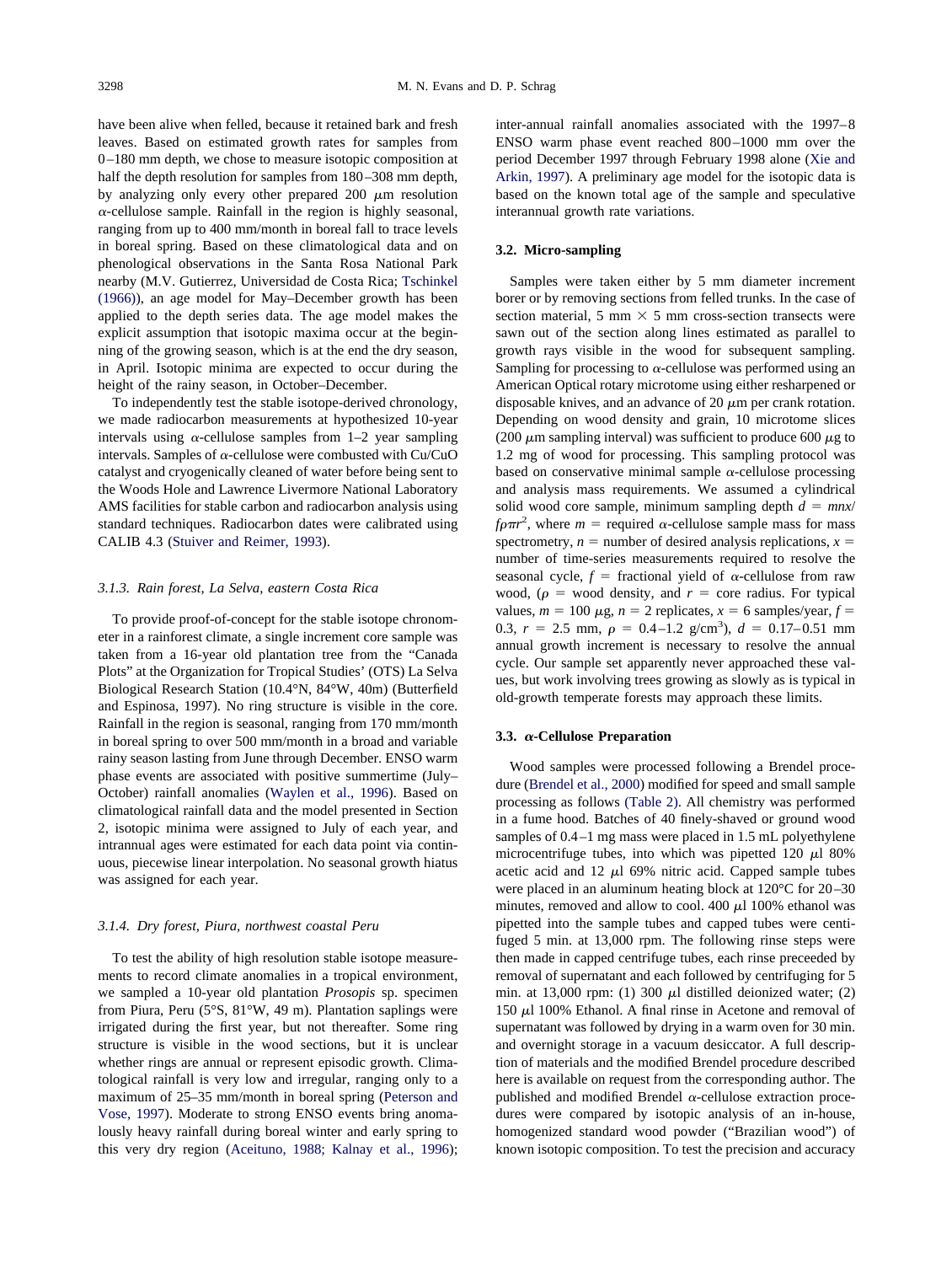have been alive when felled, because it retained bark and fresh leaves. Based on estimated growth rates for samples from 0–180 mm depth, we chose to measure isotopic composition at half the depth resolution for samples from 180–308 mm depth, by analyzing only every other prepared 200 $\mu$m resolution $\alpha$-cellulose sample. Rainfall in the region is highly seasonal, ranging from up to 400 mm/month in boreal fall to trace levels in boreal spring. Based on these climatological data and on phenological observations in the Santa Rosa National Park nearby (M.V. Gutierrez, Universidad de Costa Rica; Tschinkel (1966)), an age model for May–December growth has been applied to the depth series data. The age model makes the explicit assumption that isotopic maxima occur at the beginning of the growing season, which is at the end the dry season, in April. Isotopic minima are expected to occur during the height of the rainy season, in October–December.

To independently test the stable isotope-derived chronology, we made radiocarbon measurements at hypothesized 10-year intervals using $\alpha$-cellulose samples from 1–2 year sampling intervals. Samples of $\alpha$-cellulose were combusted with Cu/CuO catalyst and cryogenically cleaned of water before being sent to the Woods Hole and Lawrence Livermore National Laboratory AMS facilities for stable carbon and radiocarbon analysis using standard techniques. Radiocarbon dates were calibrated using CALIB 4.3 (Stuiver and Reimer, 1993).

#### *3.1.3. Rain forest, La Selva, eastern Costa Rica*

To provide proof-of-concept for the stable isotope chronometer in a rainforest climate, a single increment core sample was taken from a 16-year old plantation tree from the "Canada Plots" at the Organization for Tropical Studies' (OTS) La Selva Biological Research Station (10.4°N, 84°W, 40m) (Butterfield and Espinosa, 1997). No ring structure is visible in the core. Rainfall in the region is seasonal, ranging from 170 mm/month in boreal spring to over 500 mm/month in a broad and variable rainy season lasting from June through December. ENSO warm phase events are associated with positive summertime (July–October) rainfall anomalies (Waylen et al., 1996). Based on climatological rainfall data and the model presented in Section 2, isotopic minima were assigned to July of each year, and intrannual ages were estimated for each data point via continuous, piecewise linear interpolation. No seasonal growth hiatus was assigned for each year.

#### *3.1.4. Dry forest, Piura, northwest coastal Peru*

To test the ability of high resolution stable isotope measurements to record climate anomalies in a tropical environment, we sampled a 10-year old plantation *Prosopis* sp. specimen from Piura, Peru (5°S, 81°W, 49 m). Plantation saplings were irrigated during the first year, but not thereafter. Some ring structure is visible in the wood sections, but it is unclear whether rings are annual or represent episodic growth. Climatological rainfall is very low and irregular, ranging only to a maximum of 25–35 mm/month in boreal spring (Peterson and Vose, 1997). Moderate to strong ENSO events bring anomalously heavy rainfall during boreal winter and early spring to this very dry region (Aceituno, 1988; Kalnay et al., 1996); inter-annual rainfall anomalies associated with the 1997–8 ENSO warm phase event reached 800–1000 mm over the period December 1997 through February 1998 alone (Xie and Arkin, 1997). A preliminary age model for the isotopic data is based on the known total age of the sample and speculative interannual growth rate variations.

### 3.2. Micro-sampling

Samples were taken either by 5 mm diameter increment borer or by removing sections from felled trunks. In the case of section material, 5 mm × 5 mm cross-section transects were sawn out of the section along lines estimated as parallel to growth rays visible in the wood for subsequent sampling. Sampling for processing to $\alpha$-cellulose was performed using an American Optical rotary microtome using either resharpened or disposable knives, and an advance of 20 $\mu$m per crank rotation. Depending on wood density and grain, 10 microtome slices (200 $\mu$m sampling interval) was sufficient to produce 600 $\mu$g to 1.2 mg of wood for processing. This sampling protocol was based on conservative minimal sample $\alpha$-cellulose processing and analysis mass requirements. We assumed a cylindrical solid wood core sample, minimum sampling depth $d = mnx/f\rho\pi r^2$, where $m$ = required $\alpha$-cellulose sample mass for mass spectrometry, $n$ = number of desired analysis replications, $x$ = number of time-series measurements required to resolve the seasonal cycle, $f$ = fractional yield of $\alpha$-cellulose from raw wood, ($\rho$ = wood density, and $r$ = core radius. For typical values, $m$ = 100 $\mu$g, $n$ = 2 replicates, $x$ = 6 samples/year, $f$ = 0.3, $r$ = 2.5 mm, $\rho$ = 0.4–1.2 g/cm$^3$), $d$ = 0.17–0.51 mm annual growth increment is necessary to resolve the annual cycle. Our sample set apparently never approached these values, but work involving trees growing as slowly as is typical in old-growth temperate forests may approach these limits.

### 3.3. $\alpha$-Cellulose Preparation

Wood samples were processed following a Brendel procedure (Brendel et al., 2000) modified for speed and small sample processing as follows (Table 2). All chemistry was performed in a fume hood. Batches of 40 finely-shaved or ground wood samples of 0.4–1 mg mass were placed in 1.5 mL polyethylene microcentrifuge tubes, into which was pipetted 120 $\mu$l 80% acetic acid and 12 $\mu$l 69% nitric acid. Capped sample tubes were placed in an aluminum heating block at 120°C for 20–30 minutes, removed and allow to cool. 400 $\mu$l 100% ethanol was pipetted into the sample tubes and capped tubes were centifuged 5 min. at 13,000 rpm. The following rinse steps were then made in capped centrifuge tubes, each rinse preceeded by removal of supernatant and each followed by centrifuging for 5 min. at 13,000 rpm: (1) 300 $\mu$l distilled deionized water; (2) 150 $\mu$l 100% Ethanol. A final rinse in Acetone and removal of supernatant was followed by drying in a warm oven for 30 min. and overnight storage in a vacuum desiccator. A full description of materials and the modified Brendel procedure described here is available on request from the corresponding author. The published and modified Brendel $\alpha$-cellulose extraction procedures were compared by isotopic analysis of an in-house, homogenized standard wood powder ("Brazilian wood") of known isotopic composition. To test the precision and accuracy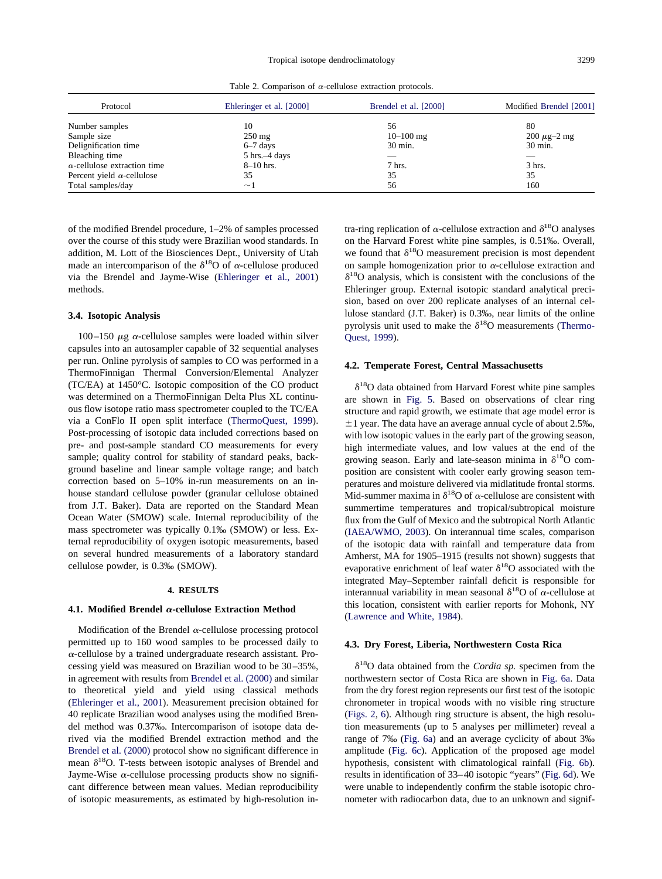Table 2. Comparison of $\alpha$-cellulose extraction protocols.

| Protocol | Ehleringer et al. [2000] | Brendel et al. [2000] | Modified Brendel [2001] |
|---|---|---|---|
| Number samples | 10 | 56 | 80 |
| Sample size | 250 mg | 10–100 mg | 200 $\mu$g–2 mg |
| Delignification time | 6–7 days | 30 min. | 30 min. |
| Bleaching time | 5 hrs.–4 days | — | — |
| $\alpha$-cellulose extraction time | 8–10 hrs. | 7 hrs. | 3 hrs. |
| Percent yield $\alpha$-cellulose | 35 | 35 | 35 |
| Total samples/day | ~1 | 56 | 160 |

of the modified Brendel procedure, 1–2% of samples processed over the course of this study were Brazilian wood standards. In addition, M. Lott of the Biosciences Dept., University of Utah made an intercomparison of the $\delta^{18}$O of $\alpha$-cellulose produced via the Brendel and Jayme-Wise (Ehleringer et al., 2001) methods.

### 3.4. Isotopic Analysis

100–150 $\mu$g $\alpha$-cellulose samples were loaded within silver capsules into an autosampler capable of 32 sequential analyses per run. Online pyrolysis of samples to CO was performed in a ThermoFinnigan Thermal Conversion/Elemental Analyzer (TC/EA) at 1450°C. Isotopic composition of the CO product was determined on a ThermoFinnigan Delta Plus XL continuous flow isotope ratio mass spectrometer coupled to the TC/EA via a ConFlo II open split interface (ThermoQuest, 1999). Post-processing of isotopic data included corrections based on pre- and post-sample standard CO measurements for every sample; quality control for stability of standard peaks, background baseline and linear sample voltage range; and batch correction based on 5–10% in-run measurements on an in-house standard cellulose powder (granular cellulose obtained from J.T. Baker). Data are reported on the Standard Mean Ocean Water (SMOW) scale. Internal reproducibility of the mass spectrometer was typically 0.1‰ (SMOW) or less. External reproducibility of oxygen isotopic measurements, based on several hundred measurements of a laboratory standard cellulose powder, is 0.3‰ (SMOW).

## 4. RESULTS

### 4.1. Modified Brendel $\alpha$-cellulose Extraction Method

Modification of the Brendel $\alpha$-cellulose processing protocol permitted up to 160 wood samples to be processed daily to $\alpha$-cellulose by a trained undergraduate research assistant. Processing yield was measured on Brazilian wood to be 30–35%, in agreement with results from Brendel et al. (2000) and similar to theoretical yield and yield using classical methods (Ehleringer et al., 2001). Measurement precision obtained for 40 replicate Brazilian wood analyses using the modified Brendel method was 0.37‰. Intercomparison of isotope data derived via the modified Brendel extraction method and the Brendel et al. (2000) protocol show no significant difference in mean $\delta^{18}$O. T-tests between isotopic analyses of Brendel and Jayme-Wise $\alpha$-cellulose processing products show no significant difference between mean values. Median reproducibility of isotopic measurements, as estimated by high-resolution intra-ring replication of $\alpha$-cellulose extraction and $\delta^{18}$O analyses on the Harvard Forest white pine samples, is 0.51‰. Overall, we found that $\delta^{18}$O measurement precision is most dependent on sample homogenization prior to $\alpha$-cellulose extraction and $\delta^{18}$O analysis, which is consistent with the conclusions of the Ehleringer group. External isotopic standard analytical precision, based on over 200 replicate analyses of an internal cellulose standard (J.T. Baker) is 0.3‰, near limits of the online pyrolysis unit used to make the $\delta^{18}$O measurements (ThermoQuest, 1999).

### 4.2. Temperate Forest, Central Massachusetts

$\delta^{18}$O data obtained from Harvard Forest white pine samples are shown in Fig. 5. Based on observations of clear ring structure and rapid growth, we estimate that age model error is $\pm$1 year. The data have an average annual cycle of about 2.5‰, with low isotopic values in the early part of the growing season, high intermediate values, and low values at the end of the growing season. Early and late-season minima in $\delta^{18}$O composition are consistent with cooler early growing season temperatures and moisture delivered via midlatitude frontal storms. Mid-summer maxima in $\delta^{18}$O of $\alpha$-cellulose are consistent with summertime temperatures and tropical/subtropical moisture flux from the Gulf of Mexico and the subtropical North Atlantic (IAEA/WMO, 2003). On interannual time scales, comparison of the isotopic data with rainfall and temperature data from Amherst, MA for 1905–1915 (results not shown) suggests that evaporative enrichment of leaf water $\delta^{18}$O associated with the integrated May–September rainfall deficit is responsible for interannual variability in mean seasonal $\delta^{18}$O of $\alpha$-cellulose at this location, consistent with earlier reports for Mohonk, NY (Lawrence and White, 1984).

### 4.3. Dry Forest, Liberia, Northwestern Costa Rica

$\delta^{18}$O data obtained from the *Cordia sp.* specimen from the northwestern sector of Costa Rica are shown in Fig. 6a. Data from the dry forest region represents our first test of the isotopic chronometer in tropical woods with no visible ring structure (Figs. 2, 6). Although ring structure is absent, the high resolution measurements (up to 5 analyses per millimeter) reveal a range of 7‰ (Fig. 6a) and an average cyclicity of about 3‰ amplitude (Fig. 6c). Application of the proposed age model hypothesis, consistent with climatological rainfall (Fig. 6b). results in identification of 33–40 isotopic "years" (Fig. 6d). We were unable to independently confirm the stable isotopic chronometer with radiocarbon data, due to an unknown and signif-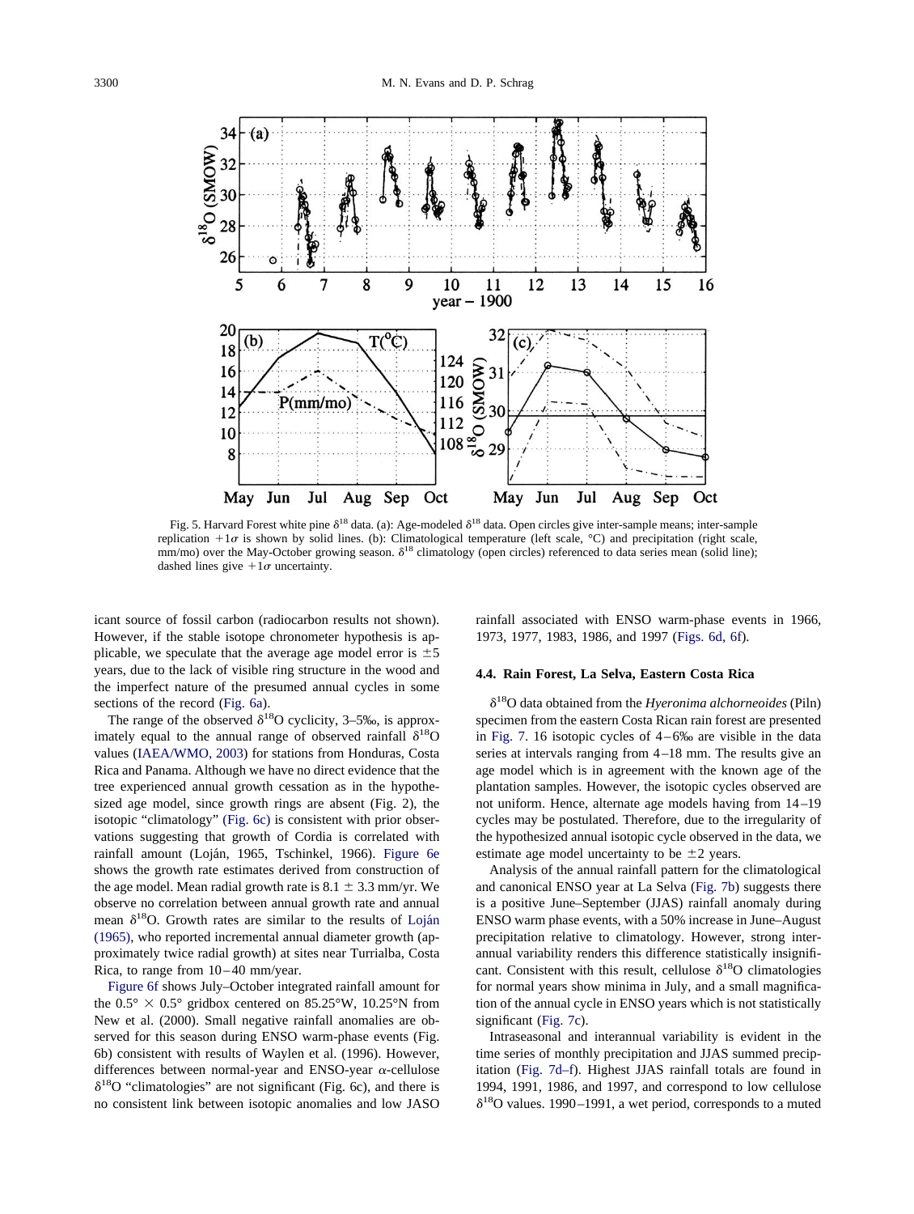Fig. 5. Harvard Forest white pine $\delta^{18}$ data. (a): Age-modeled $\delta^{18}$ data. Open circles give inter-sample means; inter-sample replication $+1\sigma$ is shown by solid lines. (b): Climatological temperature (left scale, °C) and precipitation (right scale, mm/mo) over the May-October growing season. $\delta^{18}$ climatology (open circles) referenced to data series mean (solid line); dashed lines give $+1\sigma$ uncertainty.

icant source of fossil carbon (radiocarbon results not shown). However, if the stable isotope chronometer hypothesis is applicable, we speculate that the average age model error is $\pm 5$ years, due to the lack of visible ring structure in the wood and the imperfect nature of the presumed annual cycles in some sections of the record (Fig. 6a).

The range of the observed $\delta^{18}$O cyclicity, 3–5‰, is approximately equal to the annual range of observed rainfall $\delta^{18}$O values (IAEA/WMO, 2003) for stations from Honduras, Costa Rica and Panama. Although we have no direct evidence that the tree experienced annual growth cessation as in the hypothesized age model, since growth rings are absent (Fig. 2), the isotopic "climatology" (Fig. 6c) is consistent with prior observations suggesting that growth of Cordia is correlated with rainfall amount (Loján, 1965, Tschinkel, 1966). Figure 6e shows the growth rate estimates derived from construction of the age model. Mean radial growth rate is $8.1 \pm 3.3$ mm/yr. We observe no correlation between annual growth rate and annual mean $\delta^{18}$O. Growth rates are similar to the results of Loján (1965), who reported incremental annual diameter growth (approximately twice radial growth) at sites near Turrialba, Costa Rica, to range from 10–40 mm/year.

Figure 6f shows July–October integrated rainfall amount for the $0.5° \times 0.5°$ gridbox centered on 85.25°W, 10.25°N from New et al. (2000). Small negative rainfall anomalies are observed for this season during ENSO warm-phase events (Fig. 6b) consistent with results of Waylen et al. (1996). However, differences between normal-year and ENSO-year $\alpha$-cellulose $\delta^{18}$O "climatologies" are not significant (Fig. 6c), and there is no consistent link between isotopic anomalies and low JASO rainfall associated with ENSO warm-phase events in 1966, 1973, 1977, 1983, 1986, and 1997 (Figs. 6d, 6f).

### 4.4. Rain Forest, La Selva, Eastern Costa Rica

$\delta^{18}$O data obtained from the *Hyeronima alchorneoides* (Piln) specimen from the eastern Costa Rican rain forest are presented in Fig. 7. 16 isotopic cycles of 4–6‰ are visible in the data series at intervals ranging from 4–18 mm. The results give an age model which is in agreement with the known age of the plantation samples. However, the isotopic cycles observed are not uniform. Hence, alternate age models having from 14–19 cycles may be postulated. Therefore, due to the irregularity of the hypothesized annual isotopic cycle observed in the data, we estimate age model uncertainty to be $\pm 2$ years.

Analysis of the annual rainfall pattern for the climatological and canonical ENSO year at La Selva (Fig. 7b) suggests there is a positive June–September (JJAS) rainfall anomaly during ENSO warm phase events, with a 50% increase in June–August precipitation relative to climatology. However, strong interannual variability renders this difference statistically insignificant. Consistent with this result, cellulose $\delta^{18}$O climatologies for normal years show minima in July, and a small magnification of the annual cycle in ENSO years which is not statistically significant (Fig. 7c).

Intraseasonal and interannual variability is evident in the time series of monthly precipitation and JJAS summed precipitation (Fig. 7d–f). Highest JJAS rainfall totals are found in 1994, 1991, 1986, and 1997, and correspond to low cellulose $\delta^{18}$O values. 1990–1991, a wet period, corresponds to a muted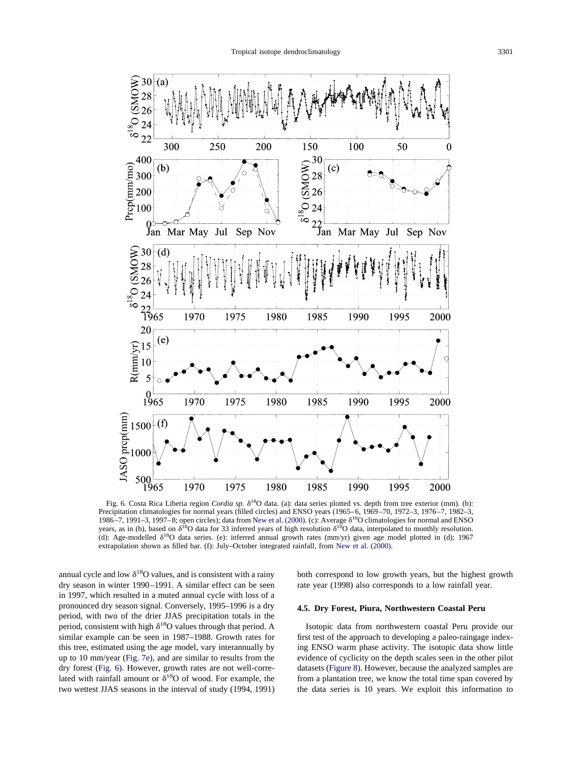Fig. 6. Costa Rica Liberia region *Cordia sp.* $\delta^{18}$O data. (a): data series plotted vs. depth from tree exterior (mm). (b): Precipitation climatologies for normal years (filled circles) and ENSO years (1965–6, 1969–70, 1972–3, 1976–7, 1982–3, 1986–7, 1991–3, 1997–8; open circles); data from New et al. (2000). (c): Average $\delta^{18}$O climatologies for normal and ENSO years, as in (b), based on $\delta^{18}$O data for 33 inferred years of high resolution $\delta^{18}$O data, interpolated to monthly resolution. (d): Age-modelled $\delta^{18}$O data series. (e): inferred annual growth rates (mm/yr) given age model plotted in (d); 1967 extrapolation shown as filled bar. (f): July–October integrated rainfall, from New et al. (2000).

annual cycle and low $\delta^{18}$O values, and is consistent with a rainy dry season in winter 1990–1991. A similar effect can be seen in 1997, which resulted in a muted annual cycle with loss of a pronounced dry season signal. Conversely, 1995–1996 is a dry period, with two of the drier JJAS precipitation totals in the period, consistent with high $\delta^{18}$O values through that period. A similar example can be seen in 1987–1988. Growth rates for this tree, estimated using the age model, vary interannually by up to 10 mm/year (Fig. 7e), and are similar to results from the dry forest (Fig. 6). However, growth rates are not well-correlated with rainfall amount or $\delta^{18}$O of wood. For example, the two wettest JJAS seasons in the interval of study (1994, 1991) both correspond to low growth years, but the highest growth rate year (1998) also corresponds to a low rainfall year.

### 4.5. Dry Forest, Piura, Northwestern Coastal Peru

Isotopic data from northwestern coastal Peru provide our first test of the approach to developing a paleo-raingage indexing ENSO warm phase activity. The isotopic data show little evidence of cyclicity on the depth scales seen in the other pilot datasets (Figure 8). However, because the analyzed samples are from a plantation tree, we know the total time span covered by the data series is 10 years. We exploit this information to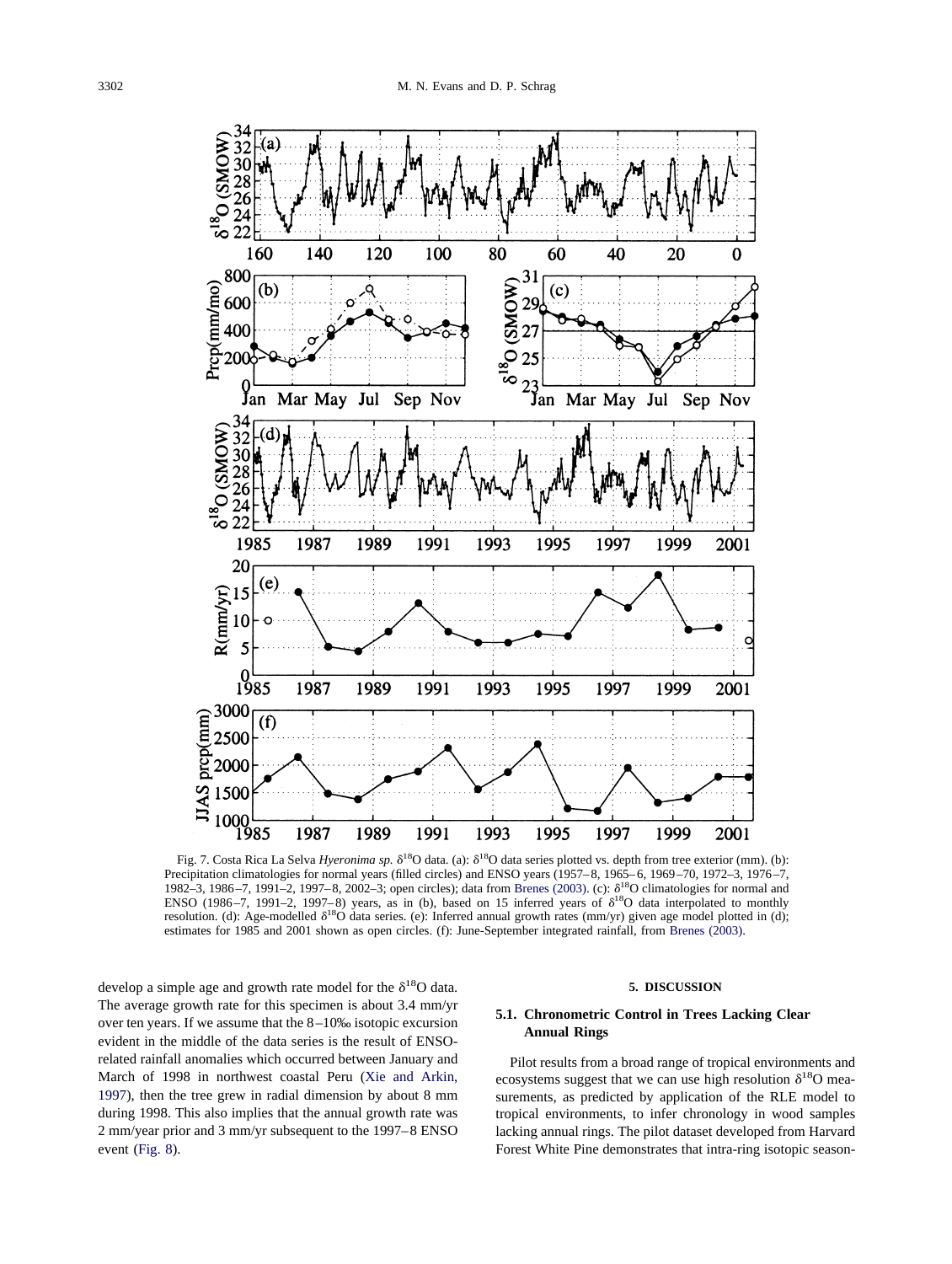Fig. 7. Costa Rica La Selva *Hyeronima sp.* $\delta^{18}O$ data. (a): $\delta^{18}O$ data series plotted vs. depth from tree exterior (mm). (b): Precipitation climatologies for normal years (filled circles) and ENSO years (1957–8, 1965–6, 1969–70, 1972–3, 1976–7, 1982–3, 1986–7, 1991–2, 1997–8, 2002–3; open circles); data from Brenes (2003). (c): $\delta^{18}O$ climatologies for normal and ENSO (1986–7, 1991–2, 1997–8) years, as in (b), based on 15 inferred years of $\delta^{18}O$ data interpolated to monthly resolution. (d): Age-modelled $\delta^{18}O$ data series. (e): Inferred annual growth rates (mm/yr) given age model plotted in (d); estimates for 1985 and 2001 shown as open circles. (f): June-September integrated rainfall, from Brenes (2003).

develop a simple age and growth rate model for the $\delta^{18}O$ data. The average growth rate for this specimen is about 3.4 mm/yr over ten years. If we assume that the 8–10‰ isotopic excursion evident in the middle of the data series is the result of ENSO-related rainfall anomalies which occurred between January and March of 1998 in northwest coastal Peru (Xie and Arkin, 1997), then the tree grew in radial dimension by about 8 mm during 1998. This also implies that the annual growth rate was 2 mm/year prior and 3 mm/yr subsequent to the 1997–8 ENSO event (Fig. 8).

## 5. DISCUSSION

### 5.1. Chronometric Control in Trees Lacking Clear Annual Rings

Pilot results from a broad range of tropical environments and ecosystems suggest that we can use high resolution $\delta^{18}O$ measurements, as predicted by application of the RLE model to tropical environments, to infer chronology in wood samples lacking annual rings. The pilot dataset developed from Harvard Forest White Pine demonstrates that intra-ring isotopic season-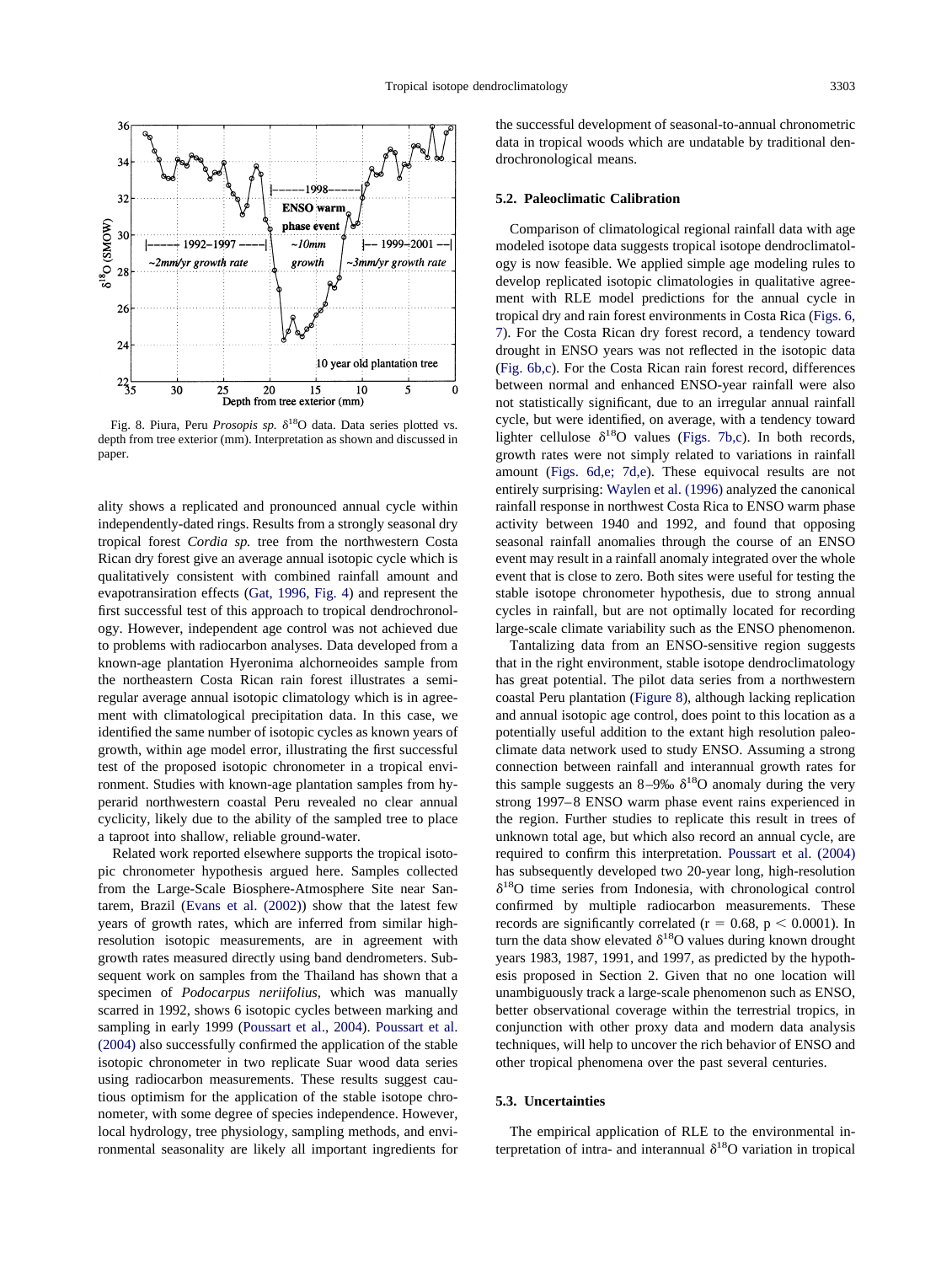Fig. 8. Piura, Peru *Prosopis sp.* $\delta^{18}$O data. Data series plotted vs. depth from tree exterior (mm). Interpretation as shown and discussed in paper.

ality shows a replicated and pronounced annual cycle within independently-dated rings. Results from a strongly seasonal dry tropical forest *Cordia sp.* tree from the northwestern Costa Rican dry forest give an average annual isotopic cycle which is qualitatively consistent with combined rainfall amount and evapotransiration effects (Gat, 1996, Fig. 4) and represent the first successful test of this approach to tropical dendrochronology. However, independent age control was not achieved due to problems with radiocarbon analyses. Data developed from a known-age plantation Hyeronima alchorneoides sample from the northeastern Costa Rican rain forest illustrates a semi-regular average annual isotopic climatology which is in agreement with climatological precipitation data. In this case, we identified the same number of isotopic cycles as known years of growth, within age model error, illustrating the first successful test of the proposed isotopic chronometer in a tropical environment. Studies with known-age plantation samples from hyperarid northwestern coastal Peru revealed no clear annual cyclicity, likely due to the ability of the sampled tree to place a taproot into shallow, reliable ground-water.

Related work reported elsewhere supports the tropical isotopic chronometer hypothesis argued here. Samples collected from the Large-Scale Biosphere-Atmosphere Site near Santarem, Brazil (Evans et al. (2002)) show that the latest few years of growth rates, which are inferred from similar high-resolution isotopic measurements, are in agreement with growth rates measured directly using band dendrometers. Subsequent work on samples from the Thailand has shown that a specimen of *Podocarpus neriifolius,* which was manually scarred in 1992, shows 6 isotopic cycles between marking and sampling in early 1999 (Poussart et al., 2004). Poussart et al. (2004) also successfully confirmed the application of the stable isotopic chronometer in two replicate Suar wood data series using radiocarbon measurements. These results suggest cautious optimism for the application of the stable isotope chronometer, with some degree of species independence. However, local hydrology, tree physiology, sampling methods, and environmental seasonality are likely all important ingredients for the successful development of seasonal-to-annual chronometric data in tropical woods which are undatable by traditional dendrochronological means.

### 5.2. Paleoclimatic Calibration

Comparison of climatological regional rainfall data with age modeled isotope data suggests tropical isotope dendroclimatology is now feasible. We applied simple age modeling rules to develop replicated isotopic climatologies in qualitative agreement with RLE model predictions for the annual cycle in tropical dry and rain forest environments in Costa Rica (Figs. 6, 7). For the Costa Rican dry forest record, a tendency toward drought in ENSO years was not reflected in the isotopic data (Fig. 6b,c). For the Costa Rican rain forest record, differences between normal and enhanced ENSO-year rainfall were also not statistically significant, due to an irregular annual rainfall cycle, but were identified, on average, with a tendency toward lighter cellulose $\delta^{18}$O values (Figs. 7b,c). In both records, growth rates were not simply related to variations in rainfall amount (Figs. 6d,e; 7d,e). These equivocal results are not entirely surprising: Waylen et al. (1996) analyzed the canonical rainfall response in northwest Costa Rica to ENSO warm phase activity between 1940 and 1992, and found that opposing seasonal rainfall anomalies through the course of an ENSO event may result in a rainfall anomaly integrated over the whole event that is close to zero. Both sites were useful for testing the stable isotope chronometer hypothesis, due to strong annual cycles in rainfall, but are not optimally located for recording large-scale climate variability such as the ENSO phenomenon.

Tantalizing data from an ENSO-sensitive region suggests that in the right environment, stable isotope dendroclimatology has great potential. The pilot data series from a northwestern coastal Peru plantation (Figure 8), although lacking replication and annual isotopic age control, does point to this location as a potentially useful addition to the extant high resolution paleoclimate data network used to study ENSO. Assuming a strong connection between rainfall and interannual growth rates for this sample suggests an 8–9‰ $\delta^{18}$O anomaly during the very strong 1997–8 ENSO warm phase event rains experienced in the region. Further studies to replicate this result in trees of unknown total age, but which also record an annual cycle, are required to confirm this interpretation. Poussart et al. (2004) has subsequently developed two 20-year long, high-resolution $\delta^{18}$O time series from Indonesia, with chronological control confirmed by multiple radiocarbon measurements. These records are significantly correlated ($r = 0.68$, $p < 0.0001$). In turn the data show elevated $\delta^{18}$O values during known drought years 1983, 1987, 1991, and 1997, as predicted by the hypothesis proposed in Section 2. Given that no one location will unambiguously track a large-scale phenomenon such as ENSO, better observational coverage within the terrestrial tropics, in conjunction with other proxy data and modern data analysis techniques, will help to uncover the rich behavior of ENSO and other tropical phenomena over the past several centuries.

### 5.3. Uncertainties

The empirical application of RLE to the environmental interpretation of intra- and interannual $\delta^{18}$O variation in tropical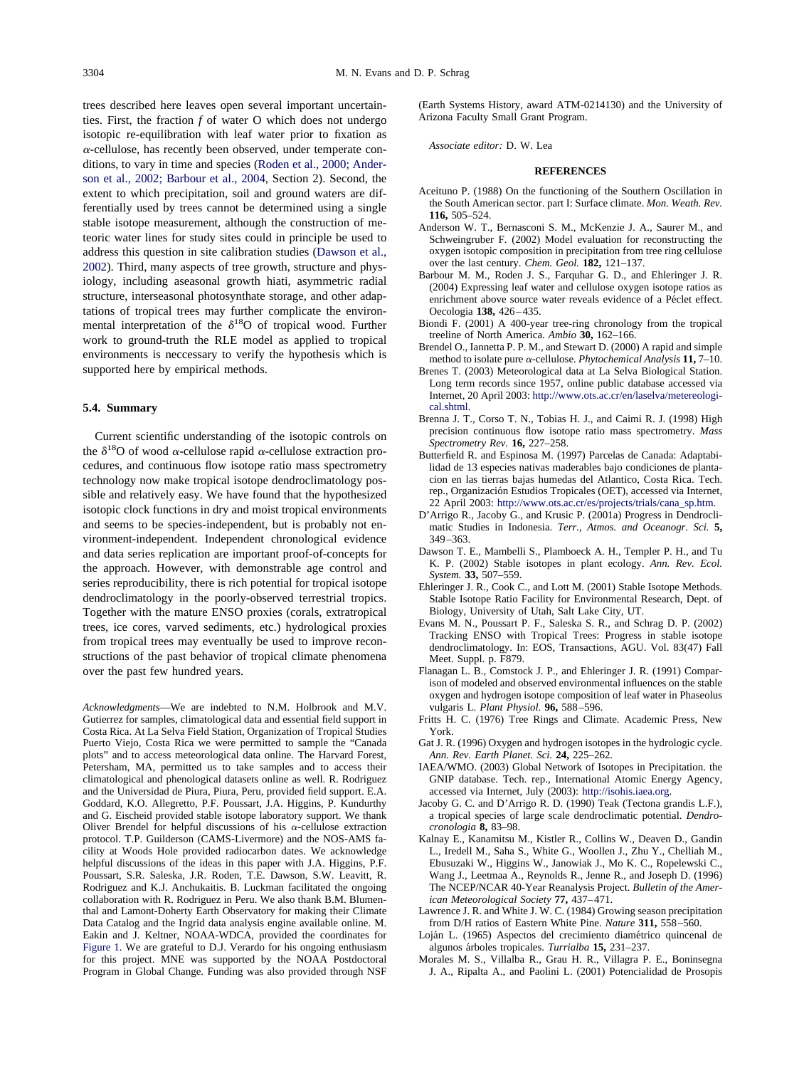trees described here leaves open several important uncertainties. First, the fraction *f* of water O which does not undergo isotopic re-equilibration with leaf water prior to fixation as $\alpha$-cellulose, has recently been observed, under temperate conditions, to vary in time and species (Roden et al., 2000; Anderson et al., 2002; Barbour et al., 2004, Section 2). Second, the extent to which precipitation, soil and ground waters are differentially used by trees cannot be determined using a single stable isotope measurement, although the construction of meteoric water lines for study sites could in principle be used to address this question in site calibration studies (Dawson et al., 2002). Third, many aspects of tree growth, structure and physiology, including aseasonal growth hiati, asymmetric radial structure, interseasonal photosynthate storage, and other adaptations of tropical trees may further complicate the environmental interpretation of the $\delta^{18}$O of tropical wood. Further work to ground-truth the RLE model as applied to tropical environments is neccessary to verify the hypothesis which is supported here by empirical methods.

### 5.4. Summary

Current scientific understanding of the isotopic controls on the $\delta^{18}$O of wood $\alpha$-cellulose rapid $\alpha$-cellulose extraction procedures, and continuous flow isotope ratio mass spectrometry technology now make tropical isotope dendroclimatology possible and relatively easy. We have found that the hypothesized isotopic clock functions in dry and moist tropical environments and seems to be species-independent, but is probably not environment-independent. Independent chronological evidence and data series replication are important proof-of-concepts for the approach. However, with demonstrable age control and series reproducibility, there is rich potential for tropical isotope dendroclimatology in the poorly-observed terrestrial tropics. Together with the mature ENSO proxies (corals, extratropical trees, ice cores, varved sediments, etc.) hydrological proxies from tropical trees may eventually be used to improve reconstructions of the past behavior of tropical climate phenomena over the past few hundred years.

*Acknowledgments*—We are indebted to N.M. Holbrook and M.V. Gutierrez for samples, climatological data and essential field support in Costa Rica. At La Selva Field Station, Organization of Tropical Studies Puerto Viejo, Costa Rica we were permitted to sample the "Canada plots" and to access meteorological data online. The Harvard Forest, Petersham, MA, permitted us to take samples and to access their climatological and phenological datasets online as well. R. Rodriguez and the Universidad de Piura, Piura, Peru, provided field support. E.A. Goddard, K.O. Allegretto, P.F. Poussart, J.A. Higgins, P. Kundurthy and G. Eischeid provided stable isotope laboratory support. We thank Oliver Brendel for helpful discussions of his $\alpha$-cellulose extraction protocol. T.P. Guilderson (CAMS-Livermore) and the NOS-AMS facility at Woods Hole provided radiocarbon dates. We acknowledge helpful discussions of the ideas in this paper with J.A. Higgins, P.F. Poussart, S.R. Saleska, J.R. Roden, T.E. Dawson, S.W. Leavitt, R. Rodriguez and K.J. Anchukaitis. B. Luckman facilitated the ongoing collaboration with R. Rodriguez in Peru. We also thank B.M. Blumenthal and Lamont-Doherty Earth Observatory for making their Climate Data Catalog and the Ingrid data analysis engine available online. M. Eakin and J. Keltner, NOAA-WDCA, provided the coordinates for Figure 1. We are grateful to D.J. Verardo for his ongoing enthusiasm for this project. MNE was supported by the NOAA Postdoctoral Program in Global Change. Funding was also provided through NSF (Earth Systems History, award ATM-0214130) and the University of Arizona Faculty Small Grant Program.

*Associate editor:* D. W. Lea

## REFERENCES

Aceituno P. (1988) On the functioning of the Southern Oscillation in the South American sector. part I: Surface climate. *Mon. Weath. Rev.* **116,** 505–524.

Anderson W. T., Bernasconi S. M., McKenzie J. A., Saurer M., and Schweingruber F. (2002) Model evaluation for reconstructing the oxygen isotopic composition in precipitation from tree ring cellulose over the last century. *Chem. Geol.* **182,** 121–137.

Barbour M. M., Roden J. S., Farquhar G. D., and Ehleringer J. R. (2004) Expressing leaf water and cellulose oxygen isotope ratios as enrichment above source water reveals evidence of a Péclet effect. Oecologia **138,** 426–435.

Biondi F. (2001) A 400-year tree-ring chronology from the tropical treeline of North America. *Ambio* **30,** 162–166.

Brendel O., Iannetta P. P. M., and Stewart D. (2000) A rapid and simple method to isolate pure $\alpha$-cellulose. *Phytochemical Analysis* **11,** 7–10.

Brenes T. (2003) Meteorological data at La Selva Biological Station. Long term records since 1957, online public database accessed via Internet, 20 April 2003: http://www.ots.ac.cr/en/laselva/metereological.shtml.

Brenna J. T., Corso T. N., Tobias H. J., and Caimi R. J. (1998) High precision continuous flow isotope ratio mass spectrometry. *Mass Spectrometry Rev.* **16,** 227–258.

Butterfield R. and Espinosa M. (1997) Parcelas de Canada: Adaptabilidad de 13 especies nativas maderables bajo condiciones de plantacion en las tierras bajas humedas del Atlantico, Costa Rica. Tech. rep., Organización Estudios Tropicales (OET), accessed via Internet, 22 April 2003: http://www.ots.ac.cr/es/projects/trials/cana_sp.htm.

D'Arrigo R., Jacoby G., and Krusic P. (2001a) Progress in Dendroclimatic Studies in Indonesia. *Terr., Atmos. and Oceanogr. Sci.* **5,** 349–363.

Dawson T. E., Mambelli S., Plamboeck A. H., Templer P. H., and Tu K. P. (2002) Stable isotopes in plant ecology. *Ann. Rev. Ecol. System.* **33,** 507–559.

Ehleringer J. R., Cook C., and Lott M. (2001) Stable Isotope Methods. Stable Isotope Ratio Facility for Environmental Research, Dept. of Biology, University of Utah, Salt Lake City, UT.

Evans M. N., Poussart P. F., Saleska S. R., and Schrag D. P. (2002) Tracking ENSO with Tropical Trees: Progress in stable isotope dendroclimatology. In: EOS, Transactions, AGU. Vol. 83(47) Fall Meet. Suppl. p. F879.

Flanagan L. B., Comstock J. P., and Ehleringer J. R. (1991) Comparison of modeled and observed environmental influences on the stable oxygen and hydrogen isotope composition of leaf water in Phaseolus vulgaris L. *Plant Physiol.* **96,** 588–596.

Fritts H. C. (1976) Tree Rings and Climate. Academic Press, New York.

Gat J. R. (1996) Oxygen and hydrogen isotopes in the hydrologic cycle. *Ann. Rev. Earth Planet. Sci.* **24,** 225–262.

IAEA/WMO. (2003) Global Network of Isotopes in Precipitation. the GNIP database. Tech. rep., International Atomic Energy Agency, accessed via Internet, July (2003): http://isohis.iaea.org.

Jacoby G. C. and D'Arrigo R. D. (1990) Teak (Tectona grandis L.F.), a tropical species of large scale dendroclimatic potential. *Dendrocronologia* **8,** 83–98.

Kalnay E., Kanamitsu M., Kistler R., Collins W., Deaven D., Gandin L., Iredell M., Saha S., White G., Woollen J., Zhu Y., Chelliah M., Ebusuzaki W., Higgins W., Janowiak J., Mo K. C., Ropelewski C., Wang J., Leetmaa A., Reynolds R., Jenne R., and Joseph D. (1996) The NCEP/NCAR 40-Year Reanalysis Project. *Bulletin of the American Meteorological Society* **77,** 437–471.

Lawrence J. R. and White J. W. C. (1984) Growing season precipitation from D/H ratios of Eastern White Pine. *Nature* **311,** 558–560.

Loján L. (1965) Aspectos del crecimiento diamétrico quincenal de algunos árboles tropicales. *Turrialba* **15,** 231–237.

Morales M. S., Villalba R., Grau H. R., Villagra P. E., Boninsegna J. A., Ripalta A., and Paolini L. (2001) Potencialidad de Prosopis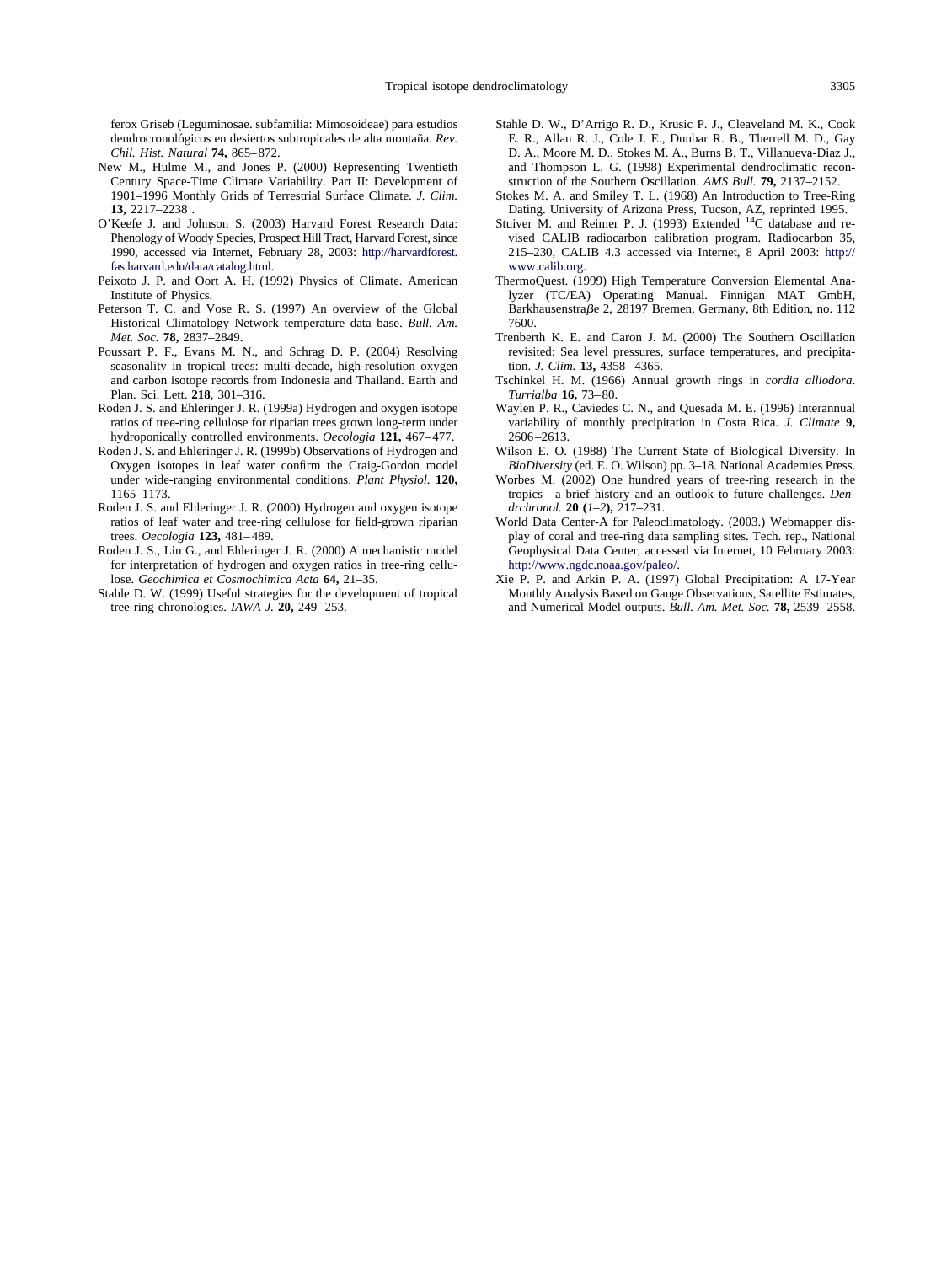ferox Griseb (Leguminosae. subfamilia: Mimosoideae) para estudios dendrocronológicos en desiertos subtropicales de alta montaña. *Rev. Chil. Hist. Natural* **74,** 865–872.

New M., Hulme M., and Jones P. (2000) Representing Twentieth Century Space-Time Climate Variability. Part II: Development of 1901–1996 Monthly Grids of Terrestrial Surface Climate. *J. Clim.* **13,** 2217–2238 .

O'Keefe J. and Johnson S. (2003) Harvard Forest Research Data: Phenology of Woody Species, Prospect Hill Tract, Harvard Forest, since 1990, accessed via Internet, February 28, 2003: http://harvardforest.fas.harvard.edu/data/catalog.html.

Peixoto J. P. and Oort A. H. (1992) Physics of Climate. American Institute of Physics.

Peterson T. C. and Vose R. S. (1997) An overview of the Global Historical Climatology Network temperature data base. *Bull. Am. Met. Soc.* **78,** 2837–2849.

Poussart P. F., Evans M. N., and Schrag D. P. (2004) Resolving seasonality in tropical trees: multi-decade, high-resolution oxygen and carbon isotope records from Indonesia and Thailand. Earth and Plan. Sci. Lett. **218**, 301–316.

Roden J. S. and Ehleringer J. R. (1999a) Hydrogen and oxygen isotope ratios of tree-ring cellulose for riparian trees grown long-term under hydroponically controlled environments. *Oecologia* **121,** 467–477.

Roden J. S. and Ehleringer J. R. (1999b) Observations of Hydrogen and Oxygen isotopes in leaf water confirm the Craig-Gordon model under wide-ranging environmental conditions. *Plant Physiol.* **120,** 1165–1173.

Roden J. S. and Ehleringer J. R. (2000) Hydrogen and oxygen isotope ratios of leaf water and tree-ring cellulose for field-grown riparian trees. *Oecologia* **123,** 481–489.

Roden J. S., Lin G., and Ehleringer J. R. (2000) A mechanistic model for interpretation of hydrogen and oxygen ratios in tree-ring cellulose. *Geochimica et Cosmochimica Acta* **64,** 21–35.

Stahle D. W. (1999) Useful strategies for the development of tropical tree-ring chronologies. *IAWA J.* **20,** 249–253.

Stahle D. W., D'Arrigo R. D., Krusic P. J., Cleaveland M. K., Cook E. R., Allan R. J., Cole J. E., Dunbar R. B., Therrell M. D., Gay D. A., Moore M. D., Stokes M. A., Burns B. T., Villanueva-Diaz J., and Thompson L. G. (1998) Experimental dendroclimatic reconstruction of the Southern Oscillation. *AMS Bull.* **79,** 2137–2152.

Stokes M. A. and Smiley T. L. (1968) An Introduction to Tree-Ring Dating. University of Arizona Press, Tucson, AZ, reprinted 1995.

Stuiver M. and Reimer P. J. (1993) Extended $^{14}$C database and revised CALIB radiocarbon calibration program. Radiocarbon 35, 215–230, CALIB 4.3 accessed via Internet, 8 April 2003: http://www.calib.org.

ThermoQuest. (1999) High Temperature Conversion Elemental Analyzer (TC/EA) Operating Manual. Finnigan MAT GmbH, Barkhausenstra$\beta$e 2, 28197 Bremen, Germany, 8th Edition, no. 112 7600.

Trenberth K. E. and Caron J. M. (2000) The Southern Oscillation revisited: Sea level pressures, surface temperatures, and precipitation. *J. Clim.* **13,** 4358–4365.

Tschinkel H. M. (1966) Annual growth rings in *cordia alliodora*. *Turrialba* **16,** 73–80.

Waylen P. R., Caviedes C. N., and Quesada M. E. (1996) Interannual variability of monthly precipitation in Costa Rica. *J. Climate* **9,** 2606–2613.

Wilson E. O. (1988) The Current State of Biological Diversity. In *BioDiversity* (ed. E. O. Wilson) pp. 3–18. National Academies Press.

Worbes M. (2002) One hundred years of tree-ring research in the tropics—a brief history and an outlook to future challenges. *Dendrchronol.* **20 (***1–2***),** 217–231.

World Data Center-A for Paleoclimatology. (2003.) Webmapper display of coral and tree-ring data sampling sites. Tech. rep., National Geophysical Data Center, accessed via Internet, 10 February 2003: http://www.ngdc.noaa.gov/paleo/.

Xie P. P. and Arkin P. A. (1997) Global Precipitation: A 17-Year Monthly Analysis Based on Gauge Observations, Satellite Estimates, and Numerical Model outputs. *Bull. Am. Met. Soc.* **78,** 2539–2558.